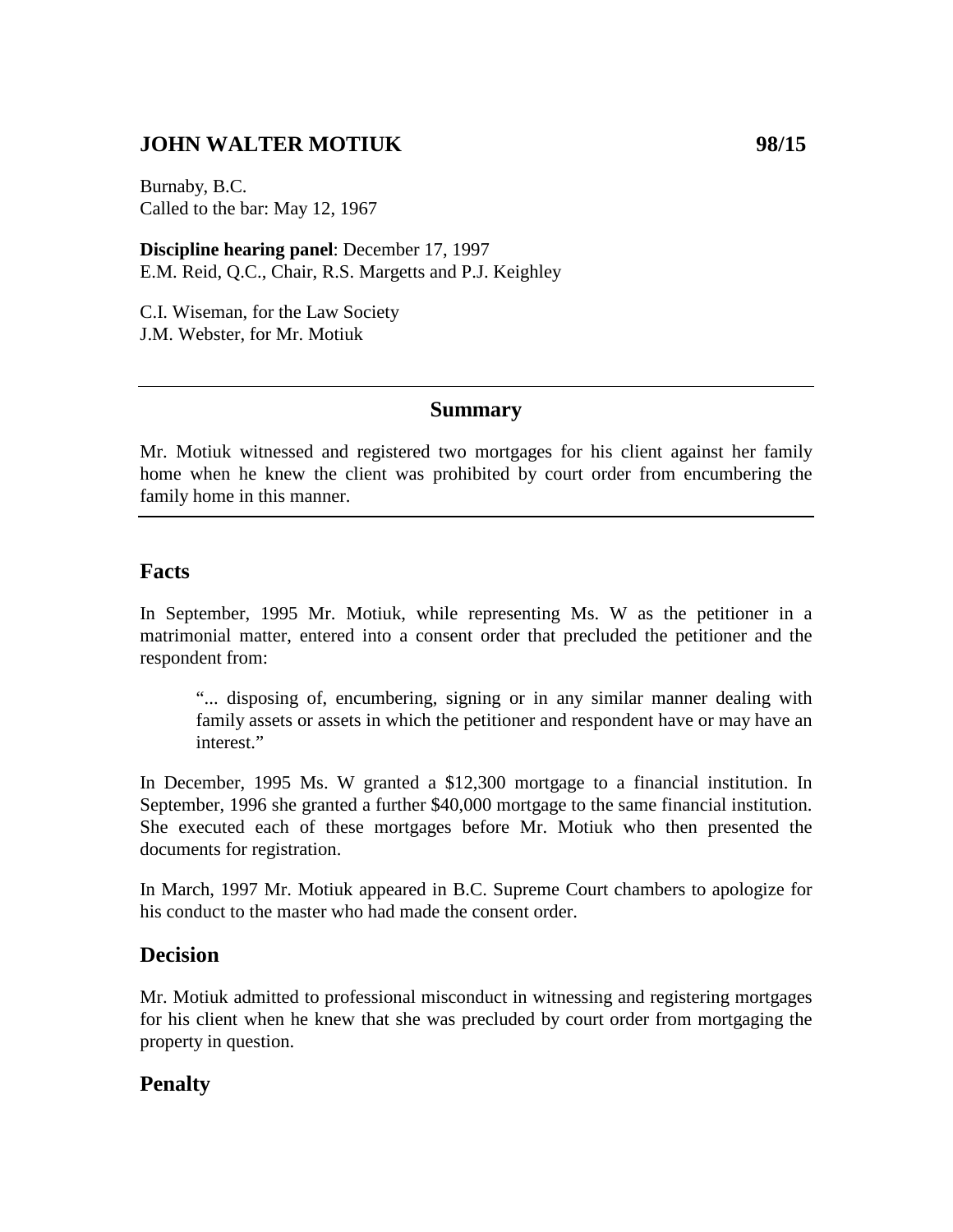# JOHN WALTER MOTIUK 98/15

Burnaby, B.C.
Called to the bar: May 12, 1967

**Discipline hearing panel**: December 17, 1997
E.M. Reid, Q.C., Chair, R.S. Margetts and P.J. Keighley

C.I. Wiseman, for the Law Society
J.M. Webster, for Mr. Motiuk

---

## Summary

Mr. Motiuk witnessed and registered two mortgages for his client against her family home when he knew the client was prohibited by court order from encumbering the family home in this manner.

---

## Facts

In September, 1995 Mr. Motiuk, while representing Ms. W as the petitioner in a matrimonial matter, entered into a consent order that precluded the petitioner and the respondent from:

> "... disposing of, encumbering, signing or in any similar manner dealing with family assets or assets in which the petitioner and respondent have or may have an interest."

In December, 1995 Ms. W granted a $12,300 mortgage to a financial institution. In September, 1996 she granted a further $40,000 mortgage to the same financial institution. She executed each of these mortgages before Mr. Motiuk who then presented the documents for registration.

In March, 1997 Mr. Motiuk appeared in B.C. Supreme Court chambers to apologize for his conduct to the master who had made the consent order.

## Decision

Mr. Motiuk admitted to professional misconduct in witnessing and registering mortgages for his client when he knew that she was precluded by court order from mortgaging the property in question.

## Penalty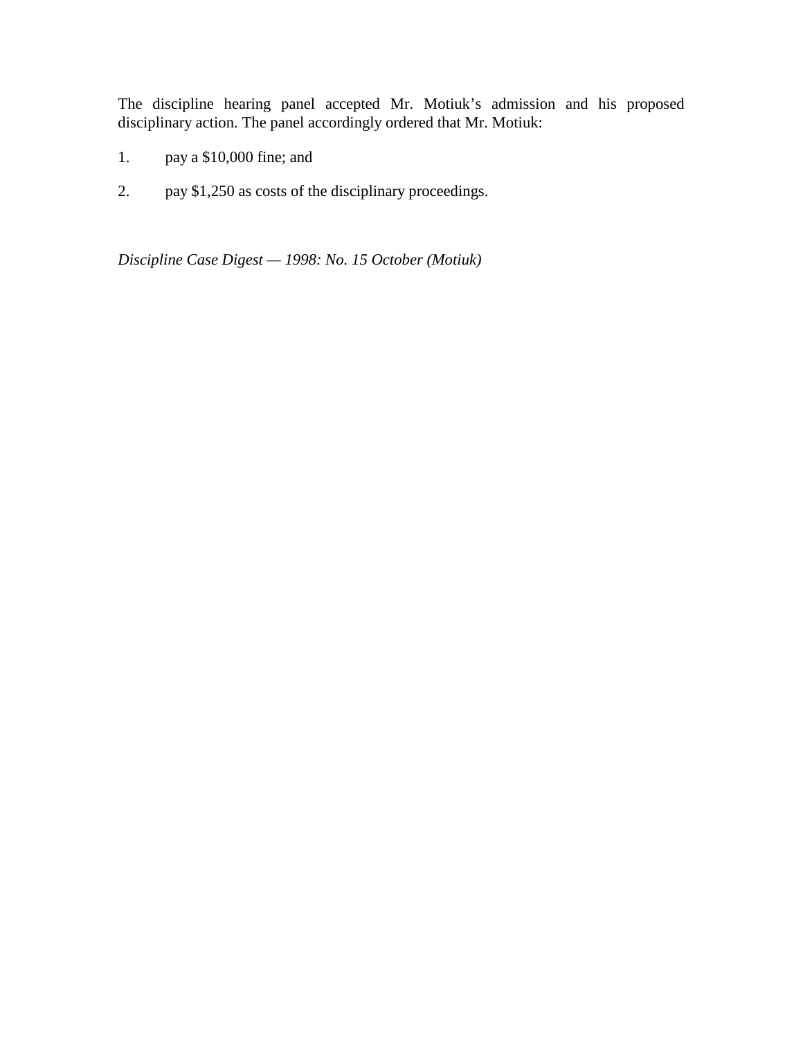The discipline hearing panel accepted Mr. Motiuk's admission and his proposed disciplinary action. The panel accordingly ordered that Mr. Motiuk:

1. pay a $10,000 fine; and

2. pay $1,250 as costs of the disciplinary proceedings.

*Discipline Case Digest — 1998: No. 15 October (Motiuk)*